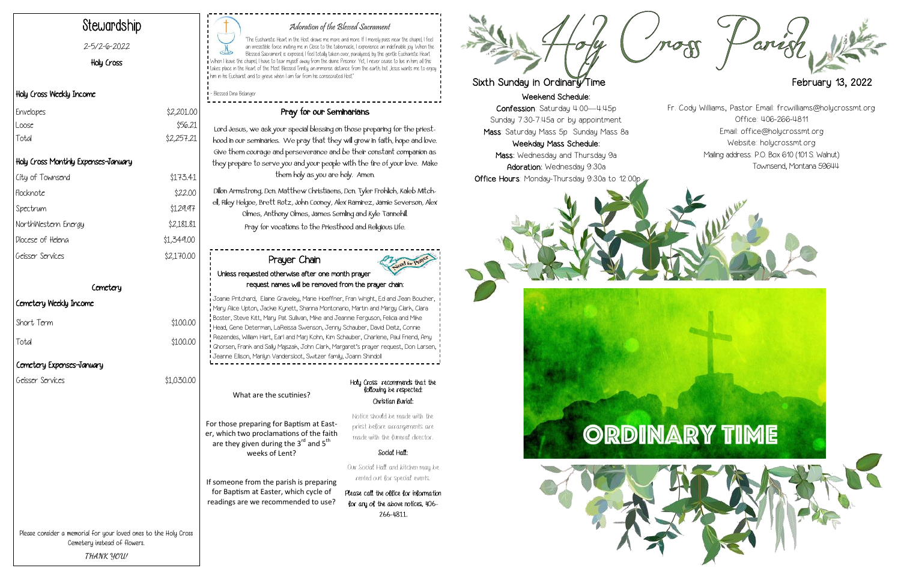# Stewardship

2-5/2-6-2022

Holy Cross

## Holy Cross Weekly Income

| | |
|---|---|
| Envelopes | $2,201.00 |
| Loose | $56.21 |
| Total | $2,257.21 |

## Holy Cross Monthly Expenses-January

| | |
|---|---|
| City of Townsend | $173.41 |
| Flocknote | $22.00 |
| Spectrum | $129.97 |
| NorthWestern Energy | $2,181.81 |
| Diocese of Helena | $1,349.00 |
| Geisser Services | $2,170.00 |

## Cemetery

### Cemetery Weekly Income

| | |
|---|---|
| Short Term | $100.00 |
| Total | $100.00 |

### Cemetery Expenses-January

| | |
|---|---|
| Geisser Services | $1,030.00 |

Please consider a memorial for your loved ones to the Holy Cross Cemetery instead of flowers.

*THANK YOU!*

## *Adoration of the Blessed Sacrament*

"The Eucharistic Heart in the Host draws me more and more. If I merely pass near the chapel, I feel an irresistible force inviting me in. Close to the tabernacle, I experience an indefinable joy. When the Blessed Sacrament is exposed, I feel totally taken over, paralyzed, by this gentle Eucharistic Heart. When I leave the chapel, I have to tear myself away from the divine Prisoner. Yet, I never cease to live in him; all this takes place in the Heart of the Most Blessed Trinity, an immense distance from the earth, but Jesus wants me to enjoy him in his Eucharist and to grieve when I am far from his consecrated Host."

- Blessed Dina Belanger

## Pray for our Seminarians

Lord Jesus, we ask your special blessing on those preparing for the priesthood in our seminaries. We pray that they will grow in faith, hope and love. Give them courage and perseverance and be their constant companion as they prepare to serve you and your people with the fire of your love. Make them holy as you are holy. Amen.

Dillon Armstrong, Dcn. Matthew Christiaens, Dcn. Tyler Frohlich, Kaleb Mitchell, Riley Helgoe, Brett Rotz, John Cooney, Alex Ramirez, Jamie Severson, Alex Olmes, Anthony Olmes, James Semling and Kyle Tannehill.

Pray for vocations to the Priesthood and Religious Life.

## Prayer Chain

**Unless requested otherwise after one month prayer request names will be removed from the prayer chain:**

Joanie Pritchard, Elaine Graveley, Marie Hoeffner, Fran Wright, Ed and Jean Boucher, Mary Alice Upton, Jackie Kynett, Shanna Montonario, Martin and Margy Clark, Clara Boster, Steve Kitt, Mary Pat Sullivan, Mike and Jeannie Ferguson, Felicia and Mike Head, Gene Determan, LaReissa Swenson, Jenny Schauber, David Deitz, Connie Rezendes, William Hart, Earl and Marj Kohn, Kim Schauber, Charlene, Paul Friend, Amy Ghorsen, Frank and Sally Majszak, John Clark, Margaret's prayer request, Don Larsen, Jeanne Ellison, Marilyn Vandersloot, Switzer family, Joann Shindoll

What are the scutinies?

For those preparing for Baptism at Easter, which two proclamations of the faith are they given during the 3rd and 5th weeks of Lent?

If someone from the parish is preparing for Baptism at Easter, which cycle of readings are we recommended to use?

Holy Cross recommends that the following be respected:

**Christian Burial:**

Notice should be made with the priest before arrangements are made with the funeral director.

**Social Hall:**

Our Social Hall and kitchen may be rented out for special events.

**Please call the office for information for any of the above notices, 406-266-4811.**

# Holy Cross Parish

**Sixth Sunday in Ordinary Time** — **February 13, 2022**

**Weekend Schedule:**

**Confession**: Saturday 4:00—4:45p
Sunday 7:30-7:45a or by appointment

**Mass**: Saturday Mass 5p Sunday Mass 8a

**Weekday Mass Schedule:**

**Mass**: Wednesday and Thursday 9a

**Adoration**: Wednesday 9:30a

**Office Hours**: Monday-Thursday 9:30a to 12:00p

Fr. Cody Williams, Pastor Email: frcwilliams@holycrossmt.org
Office: 406-266-4811
Email: office@holycrossmt.org
Website: holycrossmt.org
Mailing address: P.O. Box 610 (101 S. Walnut)
Townsend, Montana 59644

ORDINARY TIME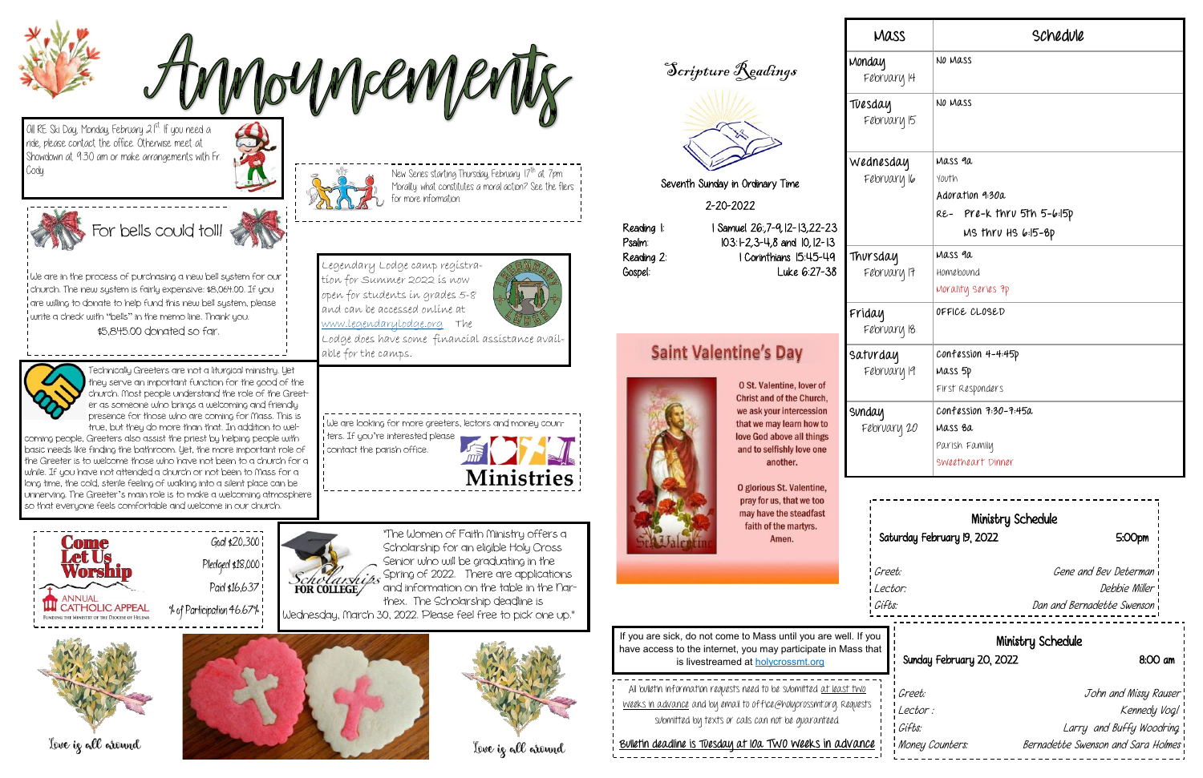# Announcements

All RE Ski Day, Monday, February 21[st]. If you need a ride, please contact the office. Otherwise meet at Showdown at 9:30 am or make arrangements with Fr Cody.

New Series starting Thursday, February 17[th] at 7pm. Morality: what constitutes a moral action? See the fliers for more information.

## For bells could toll!

We are in the process of purchasing a new bell system for our church. The new system is fairly expensive: $8,064.00. If you are willing to donate to help fund this new bell system, please write a check with "bells" in the memo line. Thank you.

$5,845.00 donated so far.

Legendary Lodge camp registration for Summer 2022 is now open for students in grades 5-8 and can be accessed online at www.legendarylodge.org. The Lodge does have some financial assistance available for the camps.

Technically Greeters are not a liturgical ministry. Yet they serve an important function for the good of the church. Most people understand the role of the Greeter as someone who brings a welcoming and friendly presence for those who are coming for Mass. This is true, but they do more than that. In addition to welcoming people, Greeters also assist the priest by helping people with basic needs like finding the bathroom. Yet, the more important role of the Greeter is to welcome those who have not been to a church for a while. If you have not attended a church or not been to Mass for a long time, the cold, sterile feeling of walking into a silent place can be unnerving. The Greeter's main role is to make a welcoming atmosphere so that everyone feels comfortable and welcome in our church.

We are looking for more greeters, lectors and money counters. If you're interested please contact the parish office.

Ministries

**Come Let Us Worship**
ANNUAL CATHOLIC APPEAL
FUNDING THE MINISTRY OF THE DIOCESE OF HELENA

| | |
|---|---|
| Goal | $20,300 |
| Pledged | $18,000 |
| Paid | $16,637 |
| % of Participation | 46.67% |

Scholarships FOR COLLEGE

"The Women of Faith Ministry offers a Scholarship for an eligible Holy Cross Senior who will be graduating in the Spring of 2022. There are applications and information on the table in the Narthex. The Scholarship deadline is Wednesday, March 30, 2022. Please feel free to pick one up."

Love is all around

Love is all around

## Scripture Readings

Seventh Sunday in Ordinary Time

2-20-2022

| | |
|---|---|
| Reading 1: | 1 Samuel 26:7-9, 12-13, 22-23 |
| Psalm: | 103:1-2, 3-4, 8 and 10, 12-13 |
| Reading 2: | 1 Corinthians 15:45-49 |
| Gospel: | Luke 6:27-38 |

## Saint Valentine's Day

O St. Valentine, lover of Christ and of the Church, we ask your intercession that we may learn how to love God above all things and to selfishly love one another.

O glorious St. Valentine, pray for us, that we too may have the steadfast faith of the martyrs. Amen.

If you are sick, do not come to Mass until you are well. If you have access to the internet, you may participate in Mass that is livestreamed at holycrossmt.org

All bulletin information requests need to be submitted at least two weeks in advance and by email to office@holycrossmt.org. Requests submitted by texts or calls can not be guaranteed.

Bulletin deadline is Tuesday at 10a TWO weeks in advance

## Mass Schedule

| Mass | Schedule |
|---|---|
| Monday February 14 | No Mass |
| Tuesday February 15 | No Mass |
| Wednesday February 16 | Mass 9a<br>Youth<br>Adoration 9:30a<br>RE- Pre-K thru 5th 5-6:15p<br>MS thru HS 6:15-8p |
| Thursday February 17 | Mass 9a<br>Homebound<br>Morality Series 7p |
| Friday February 18 | OFFICE CLOSED |
| Saturday February 19 | Confession 4-4:45p<br>Mass 5p<br>First Responders |
| Sunday February 20 | Confession 7:30-7:45a<br>Mass 8a<br>Parish Family<br>Sweetheart Dinner |

## Ministry Schedule

Saturday February 19, 2022 — 5:00pm

| | |
|---|---|
| Greet: | Gene and Bev Determan |
| Lector: | Debbie Miller |
| Gifts: | Dan and Bernadette Swenson |

## Ministry Schedule

Sunday February 20, 2022 — 8:00 am

| | |
|---|---|
| Greet: | John and Missy Rauser |
| Lector : | Kennedy Vogl |
| Gifts: | Larry and Buffy Woodring |
| Money Counters: | Bernadette Swenson and Sara Holmes |